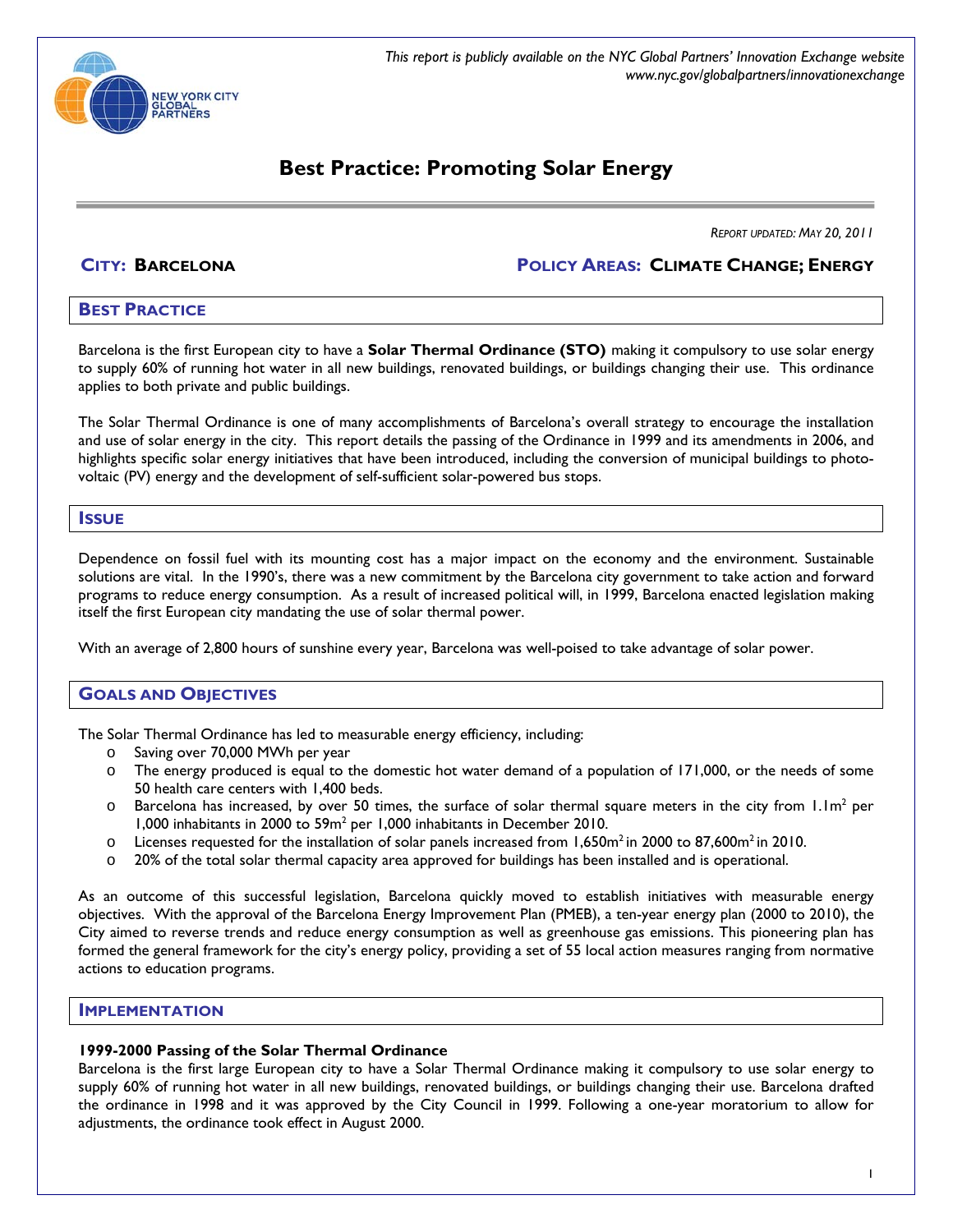*This report is publicly available on the NYC Global Partners' Innovation Exchange website www.nyc.gov/globalpartners/innovationexchange*

# Best Practice: Promoting Solar Energy

*REPORT UPDATED: MAY 20, 2011*

**CITY: BARCELONA** **POLICY AREAS: CLIMATE CHANGE; ENERGY**

## BEST PRACTICE

Barcelona is the first European city to have a **Solar Thermal Ordinance (STO)** making it compulsory to use solar energy to supply 60% of running hot water in all new buildings, renovated buildings, or buildings changing their use. This ordinance applies to both private and public buildings.

The Solar Thermal Ordinance is one of many accomplishments of Barcelona's overall strategy to encourage the installation and use of solar energy in the city. This report details the passing of the Ordinance in 1999 and its amendments in 2006, and highlights specific solar energy initiatives that have been introduced, including the conversion of municipal buildings to photo-voltaic (PV) energy and the development of self-sufficient solar-powered bus stops.

## ISSUE

Dependence on fossil fuel with its mounting cost has a major impact on the economy and the environment. Sustainable solutions are vital. In the 1990's, there was a new commitment by the Barcelona city government to take action and forward programs to reduce energy consumption. As a result of increased political will, in 1999, Barcelona enacted legislation making itself the first European city mandating the use of solar thermal power.

With an average of 2,800 hours of sunshine every year, Barcelona was well-poised to take advantage of solar power.

## GOALS AND OBJECTIVES

The Solar Thermal Ordinance has led to measurable energy efficiency, including:

- Saving over 70,000 MWh per year
- The energy produced is equal to the domestic hot water demand of a population of 171,000, or the needs of some 50 health care centers with 1,400 beds.
- Barcelona has increased, by over 50 times, the surface of solar thermal square meters in the city from 1.1m$^2$ per 1,000 inhabitants in 2000 to 59m$^2$ per 1,000 inhabitants in December 2010.
- Licenses requested for the installation of solar panels increased from 1,650m$^2$ in 2000 to 87,600m$^2$ in 2010.
- 20% of the total solar thermal capacity area approved for buildings has been installed and is operational.

As an outcome of this successful legislation, Barcelona quickly moved to establish initiatives with measurable energy objectives. With the approval of the Barcelona Energy Improvement Plan (PMEB), a ten-year energy plan (2000 to 2010), the City aimed to reverse trends and reduce energy consumption as well as greenhouse gas emissions. This pioneering plan has formed the general framework for the city's energy policy, providing a set of 55 local action measures ranging from normative actions to education programs.

## IMPLEMENTATION

### 1999-2000 Passing of the Solar Thermal Ordinance

Barcelona is the first large European city to have a Solar Thermal Ordinance making it compulsory to use solar energy to supply 60% of running hot water in all new buildings, renovated buildings, or buildings changing their use. Barcelona drafted the ordinance in 1998 and it was approved by the City Council in 1999. Following a one-year moratorium to allow for adjustments, the ordinance took effect in August 2000.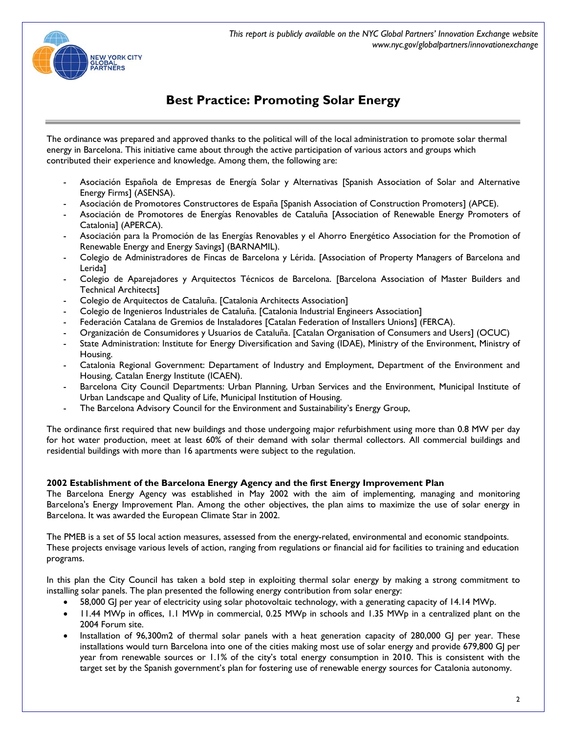# Best Practice: Promoting Solar Energy

The ordinance was prepared and approved thanks to the political will of the local administration to promote solar thermal energy in Barcelona. This initiative came about through the active participation of various actors and groups which contributed their experience and knowledge. Among them, the following are:

- Asociación Española de Empresas de Energía Solar y Alternativas [Spanish Association of Solar and Alternative Energy Firms] (ASENSA).
- Asociación de Promotores Constructores de España [Spanish Association of Construction Promoters] (APCE).
- Asociación de Promotores de Energías Renovables de Cataluña [Association of Renewable Energy Promoters of Catalonia] (APERCA).
- Asociación para la Promoción de las Energías Renovables y el Ahorro Energético Association for the Promotion of Renewable Energy and Energy Savings] (BARNAMIL).
- Colegio de Administradores de Fincas de Barcelona y Lérida. [Association of Property Managers of Barcelona and Lerida]
- Colegio de Aparejadores y Arquitectos Técnicos de Barcelona. [Barcelona Association of Master Builders and Technical Architects]
- Colegio de Arquitectos de Cataluña. [Catalonia Architects Association]
- Colegio de Ingenieros Industriales de Cataluña. [Catalonia Industrial Engineers Association]
- Federación Catalana de Gremios de Instaladores [Catalan Federation of Installers Unions] (FERCA).
- Organización de Consumidores y Usuarios de Cataluña. [Catalan Organisation of Consumers and Users] (OCUC)
- State Administration: Institute for Energy Diversification and Saving (IDAE), Ministry of the Environment, Ministry of Housing.
- Catalonia Regional Government: Departament of Industry and Employment, Department of the Environment and Housing, Catalan Energy Institute (ICAEN).
- Barcelona City Council Departments: Urban Planning, Urban Services and the Environment, Municipal Institute of Urban Landscape and Quality of Life, Municipal Institution of Housing.
- The Barcelona Advisory Council for the Environment and Sustainability's Energy Group,

The ordinance first required that new buildings and those undergoing major refurbishment using more than 0.8 MW per day for hot water production, meet at least 60% of their demand with solar thermal collectors. All commercial buildings and residential buildings with more than 16 apartments were subject to the regulation.

**2002 Establishment of the Barcelona Energy Agency and the first Energy Improvement Plan**

The Barcelona Energy Agency was established in May 2002 with the aim of implementing, managing and monitoring Barcelona's Energy Improvement Plan. Among the other objectives, the plan aims to maximize the use of solar energy in Barcelona. It was awarded the European Climate Star in 2002.

The PMEB is a set of 55 local action measures, assessed from the energy-related, environmental and economic standpoints. These projects envisage various levels of action, ranging from regulations or financial aid for facilities to training and education programs.

In this plan the City Council has taken a bold step in exploiting thermal solar energy by making a strong commitment to installing solar panels. The plan presented the following energy contribution from solar energy:

- 58,000 GJ per year of electricity using solar photovoltaic technology, with a generating capacity of 14.14 MWp.
- 11.44 MWp in offices, 1.1 MWp in commercial, 0.25 MWp in schools and 1.35 MWp in a centralized plant on the 2004 Forum site.
- Installation of 96,300m2 of thermal solar panels with a heat generation capacity of 280,000 GJ per year. These installations would turn Barcelona into one of the cities making most use of solar energy and provide 679,800 GJ per year from renewable sources or 1.1% of the city's total energy consumption in 2010. This is consistent with the target set by the Spanish government's plan for fostering use of renewable energy sources for Catalonia autonomy.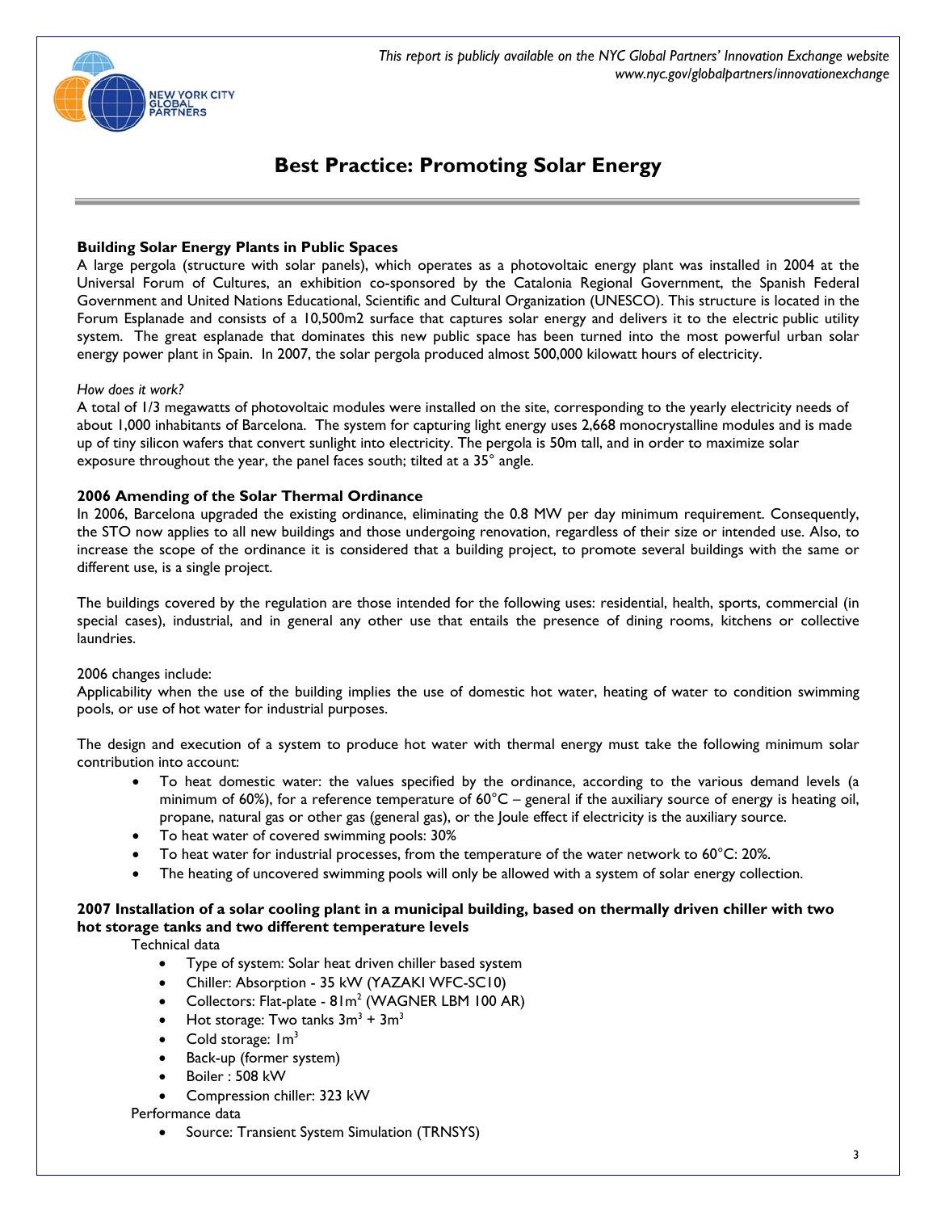# Best Practice: Promoting Solar Energy

**Building Solar Energy Plants in Public Spaces**

A large pergola (structure with solar panels), which operates as a photovoltaic energy plant was installed in 2004 at the Universal Forum of Cultures, an exhibition co-sponsored by the Catalonia Regional Government, the Spanish Federal Government and United Nations Educational, Scientific and Cultural Organization (UNESCO). This structure is located in the Forum Esplanade and consists of a 10,500m2 surface that captures solar energy and delivers it to the electric public utility system. The great esplanade that dominates this new public space has been turned into the most powerful urban solar energy power plant in Spain. In 2007, the solar pergola produced almost 500,000 kilowatt hours of electricity.

*How does it work?*

A total of 1/3 megawatts of photovoltaic modules were installed on the site, corresponding to the yearly electricity needs of about 1,000 inhabitants of Barcelona. The system for capturing light energy uses 2,668 monocrystalline modules and is made up of tiny silicon wafers that convert sunlight into electricity. The pergola is 50m tall, and in order to maximize solar exposure throughout the year, the panel faces south; tilted at a 35° angle.

**2006 Amending of the Solar Thermal Ordinance**

In 2006, Barcelona upgraded the existing ordinance, eliminating the 0.8 MW per day minimum requirement. Consequently, the STO now applies to all new buildings and those undergoing renovation, regardless of their size or intended use. Also, to increase the scope of the ordinance it is considered that a building project, to promote several buildings with the same or different use, is a single project.

The buildings covered by the regulation are those intended for the following uses: residential, health, sports, commercial (in special cases), industrial, and in general any other use that entails the presence of dining rooms, kitchens or collective laundries.

2006 changes include:

Applicability when the use of the building implies the use of domestic hot water, heating of water to condition swimming pools, or use of hot water for industrial purposes.

The design and execution of a system to produce hot water with thermal energy must take the following minimum solar contribution into account:

- To heat domestic water: the values specified by the ordinance, according to the various demand levels (a minimum of 60%), for a reference temperature of 60°C – general if the auxiliary source of energy is heating oil, propane, natural gas or other gas (general gas), or the Joule effect if electricity is the auxiliary source.
- To heat water of covered swimming pools: 30%
- To heat water for industrial processes, from the temperature of the water network to 60°C: 20%.
- The heating of uncovered swimming pools will only be allowed with a system of solar energy collection.

**2007 Installation of a solar cooling plant in a municipal building, based on thermally driven chiller with two hot storage tanks and two different temperature levels**

Technical data

- Type of system: Solar heat driven chiller based system
- Chiller: Absorption - 35 kW (YAZAKI WFC-SC10)
- Collectors: Flat-plate - 81m$^2$ (WAGNER LBM 100 AR)
- Hot storage: Two tanks 3m$^3$ + 3m$^3$
- Cold storage: 1m$^3$
- Back-up (former system)
- Boiler : 508 kW
- Compression chiller: 323 kW

Performance data

- Source: Transient System Simulation (TRNSYS)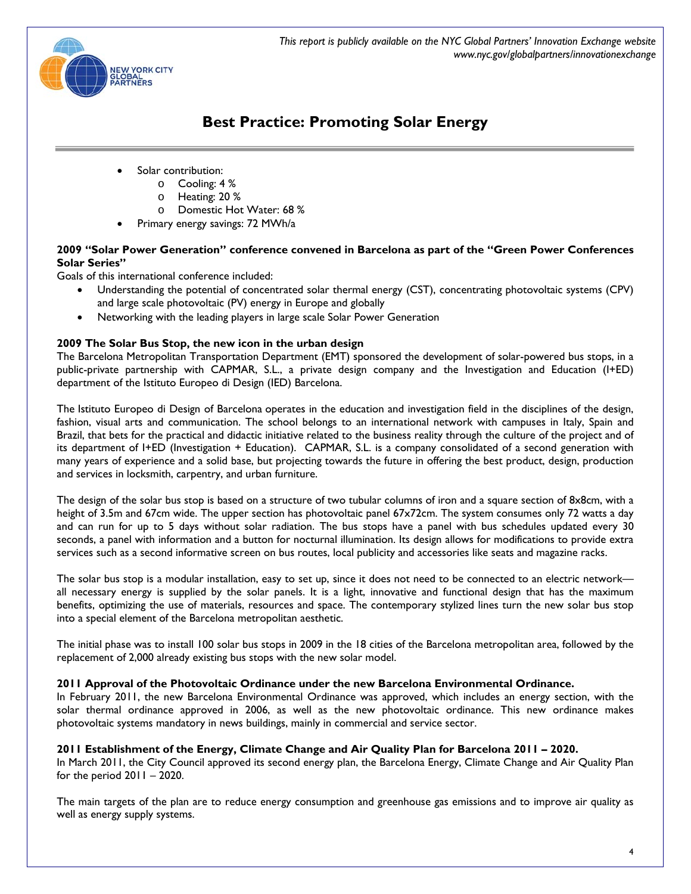## Best Practice: Promoting Solar Energy

- Solar contribution:
  - Cooling: 4 %
  - Heating: 20 %
  - Domestic Hot Water: 68 %
- Primary energy savings: 72 MWh/a

**2009 "Solar Power Generation" conference convened in Barcelona as part of the "Green Power Conferences Solar Series"**

Goals of this international conference included:

- Understanding the potential of concentrated solar thermal energy (CST), concentrating photovoltaic systems (CPV) and large scale photovoltaic (PV) energy in Europe and globally
- Networking with the leading players in large scale Solar Power Generation

**2009 The Solar Bus Stop, the new icon in the urban design**

The Barcelona Metropolitan Transportation Department (EMT) sponsored the development of solar-powered bus stops, in a public-private partnership with CAPMAR, S.L., a private design company and the Investigation and Education (I+ED) department of the Istituto Europeo di Design (IED) Barcelona.

The Istituto Europeo di Design of Barcelona operates in the education and investigation field in the disciplines of the design, fashion, visual arts and communication. The school belongs to an international network with campuses in Italy, Spain and Brazil, that bets for the practical and didactic initiative related to the business reality through the culture of the project and of its department of I+ED (Investigation + Education). CAPMAR, S.L. is a company consolidated of a second generation with many years of experience and a solid base, but projecting towards the future in offering the best product, design, production and services in locksmith, carpentry, and urban furniture.

The design of the solar bus stop is based on a structure of two tubular columns of iron and a square section of 8x8cm, with a height of 3.5m and 67cm wide. The upper section has photovoltaic panel 67x72cm. The system consumes only 72 watts a day and can run for up to 5 days without solar radiation. The bus stops have a panel with bus schedules updated every 30 seconds, a panel with information and a button for nocturnal illumination. Its design allows for modifications to provide extra services such as a second informative screen on bus routes, local publicity and accessories like seats and magazine racks.

The solar bus stop is a modular installation, easy to set up, since it does not need to be connected to an electric network—all necessary energy is supplied by the solar panels. It is a light, innovative and functional design that has the maximum benefits, optimizing the use of materials, resources and space. The contemporary stylized lines turn the new solar bus stop into a special element of the Barcelona metropolitan aesthetic.

The initial phase was to install 100 solar bus stops in 2009 in the 18 cities of the Barcelona metropolitan area, followed by the replacement of 2,000 already existing bus stops with the new solar model.

**2011 Approval of the Photovoltaic Ordinance under the new Barcelona Environmental Ordinance.**

In February 2011, the new Barcelona Environmental Ordinance was approved, which includes an energy section, with the solar thermal ordinance approved in 2006, as well as the new photovoltaic ordinance. This new ordinance makes photovoltaic systems mandatory in news buildings, mainly in commercial and service sector.

**2011 Establishment of the Energy, Climate Change and Air Quality Plan for Barcelona 2011 – 2020.**

In March 2011, the City Council approved its second energy plan, the Barcelona Energy, Climate Change and Air Quality Plan for the period 2011 – 2020.

The main targets of the plan are to reduce energy consumption and greenhouse gas emissions and to improve air quality as well as energy supply systems.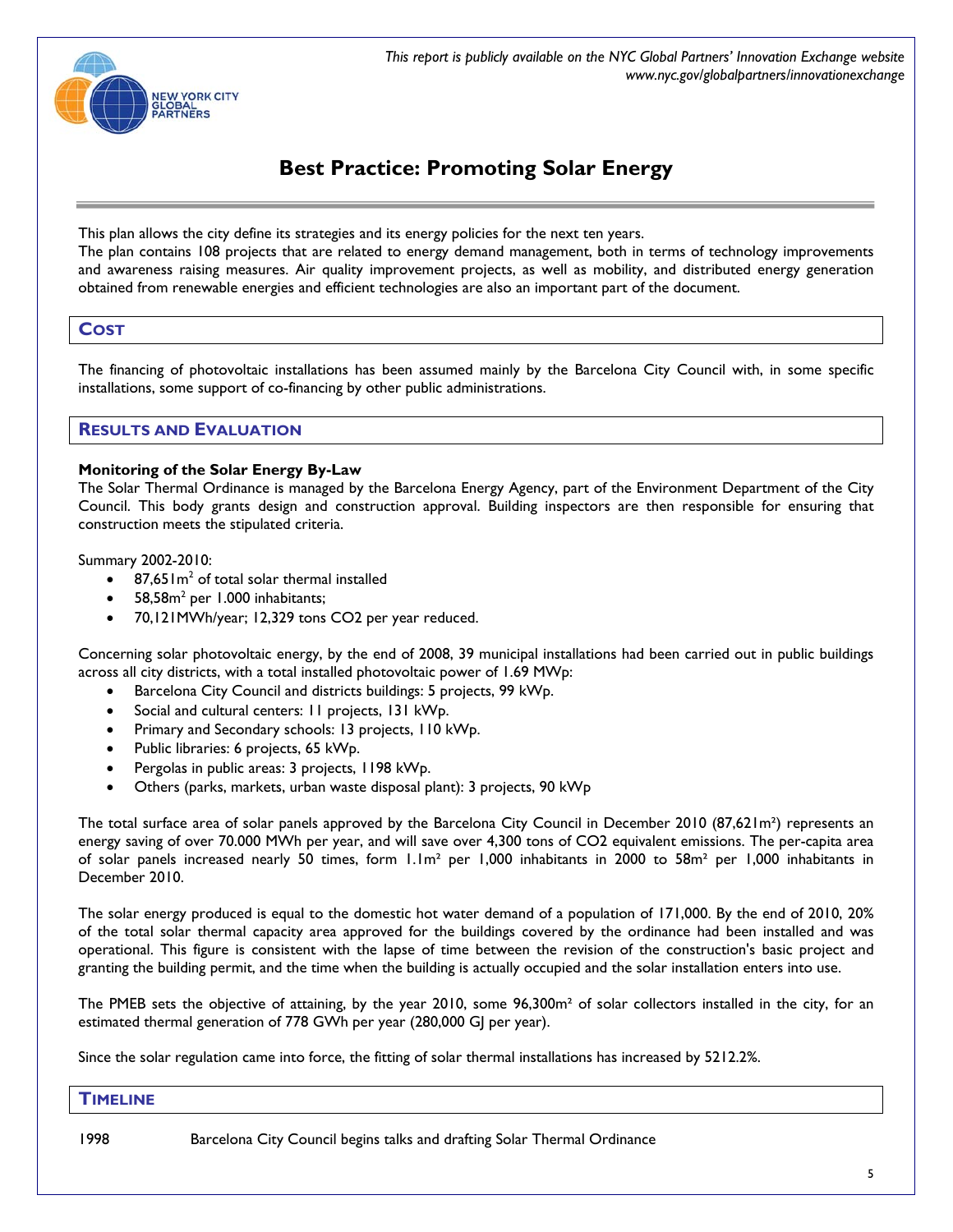This plan allows the city define its strategies and its energy policies for the next ten years.
The plan contains 108 projects that are related to energy demand management, both in terms of technology improvements and awareness raising measures. Air quality improvement projects, as well as mobility, and distributed energy generation obtained from renewable energies and efficient technologies are also an important part of the document.

## Cost

The financing of photovoltaic installations has been assumed mainly by the Barcelona City Council with, in some specific installations, some support of co-financing by other public administrations.

## Results and Evaluation

**Monitoring of the Solar Energy By-Law**
The Solar Thermal Ordinance is managed by the Barcelona Energy Agency, part of the Environment Department of the City Council. This body grants design and construction approval. Building inspectors are then responsible for ensuring that construction meets the stipulated criteria.

Summary 2002-2010:

- 87,651m² of total solar thermal installed
- 58,58m² per 1.000 inhabitants;
- 70,121MWh/year; 12,329 tons CO2 per year reduced.

Concerning solar photovoltaic energy, by the end of 2008, 39 municipal installations had been carried out in public buildings across all city districts, with a total installed photovoltaic power of 1.69 MWp:

- Barcelona City Council and districts buildings: 5 projects, 99 kWp.
- Social and cultural centers: 11 projects, 131 kWp.
- Primary and Secondary schools: 13 projects, 110 kWp.
- Public libraries: 6 projects, 65 kWp.
- Pergolas in public areas: 3 projects, 1198 kWp.
- Others (parks, markets, urban waste disposal plant): 3 projects, 90 kWp

The total surface area of solar panels approved by the Barcelona City Council in December 2010 (87,621m²) represents an energy saving of over 70.000 MWh per year, and will save over 4,300 tons of CO2 equivalent emissions. The per-capita area of solar panels increased nearly 50 times, form 1.1m² per 1,000 inhabitants in 2000 to 58m² per 1,000 inhabitants in December 2010.

The solar energy produced is equal to the domestic hot water demand of a population of 171,000. By the end of 2010, 20% of the total solar thermal capacity area approved for the buildings covered by the ordinance had been installed and was operational. This figure is consistent with the lapse of time between the revision of the construction's basic project and granting the building permit, and the time when the building is actually occupied and the solar installation enters into use.

The PMEB sets the objective of attaining, by the year 2010, some 96,300m² of solar collectors installed in the city, for an estimated thermal generation of 778 GWh per year (280,000 GJ per year).

Since the solar regulation came into force, the fitting of solar thermal installations has increased by 5212.2%.

## Timeline

1998 Barcelona City Council begins talks and drafting Solar Thermal Ordinance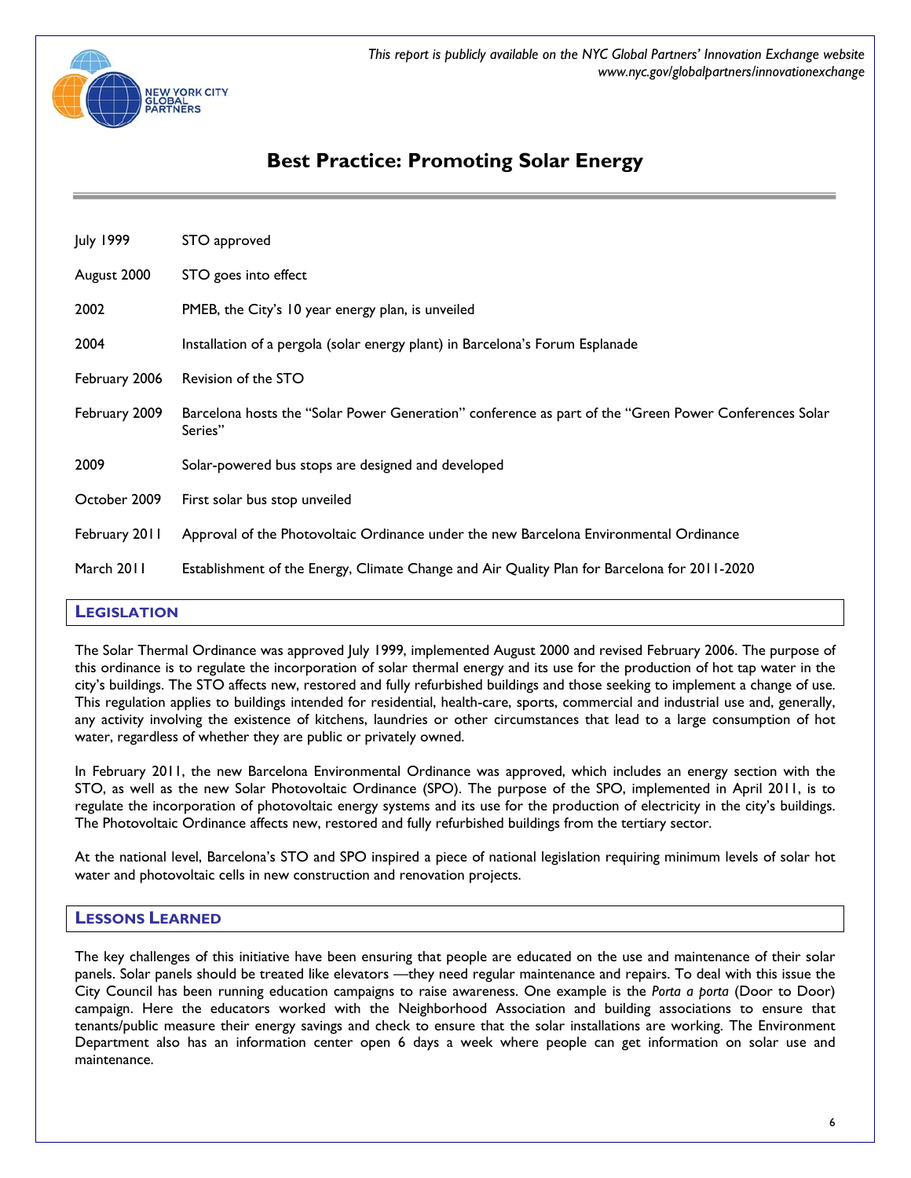# Best Practice: Promoting Solar Energy

| | |
|---|---|
| July 1999 | STO approved |
| August 2000 | STO goes into effect |
| 2002 | PMEB, the City's 10 year energy plan, is unveiled |
| 2004 | Installation of a pergola (solar energy plant) in Barcelona's Forum Esplanade |
| February 2006 | Revision of the STO |
| February 2009 | Barcelona hosts the "Solar Power Generation" conference as part of the "Green Power Conferences Solar Series" |
| 2009 | Solar-powered bus stops are designed and developed |
| October 2009 | First solar bus stop unveiled |
| February 2011 | Approval of the Photovoltaic Ordinance under the new Barcelona Environmental Ordinance |
| March 2011 | Establishment of the Energy, Climate Change and Air Quality Plan for Barcelona for 2011-2020 |

## LEGISLATION

The Solar Thermal Ordinance was approved July 1999, implemented August 2000 and revised February 2006. The purpose of this ordinance is to regulate the incorporation of solar thermal energy and its use for the production of hot tap water in the city's buildings. The STO affects new, restored and fully refurbished buildings and those seeking to implement a change of use. This regulation applies to buildings intended for residential, health-care, sports, commercial and industrial use and, generally, any activity involving the existence of kitchens, laundries or other circumstances that lead to a large consumption of hot water, regardless of whether they are public or privately owned.

In February 2011, the new Barcelona Environmental Ordinance was approved, which includes an energy section with the STO, as well as the new Solar Photovoltaic Ordinance (SPO). The purpose of the SPO, implemented in April 2011, is to regulate the incorporation of photovoltaic energy systems and its use for the production of electricity in the city's buildings. The Photovoltaic Ordinance affects new, restored and fully refurbished buildings from the tertiary sector.

At the national level, Barcelona's STO and SPO inspired a piece of national legislation requiring minimum levels of solar hot water and photovoltaic cells in new construction and renovation projects.

## LESSONS LEARNED

The key challenges of this initiative have been ensuring that people are educated on the use and maintenance of their solar panels. Solar panels should be treated like elevators —they need regular maintenance and repairs. To deal with this issue the City Council has been running education campaigns to raise awareness. One example is the *Porta a porta* (Door to Door) campaign. Here the educators worked with the Neighborhood Association and building associations to ensure that tenants/public measure their energy savings and check to ensure that the solar installations are working. The Environment Department also has an information center open 6 days a week where people can get information on solar use and maintenance.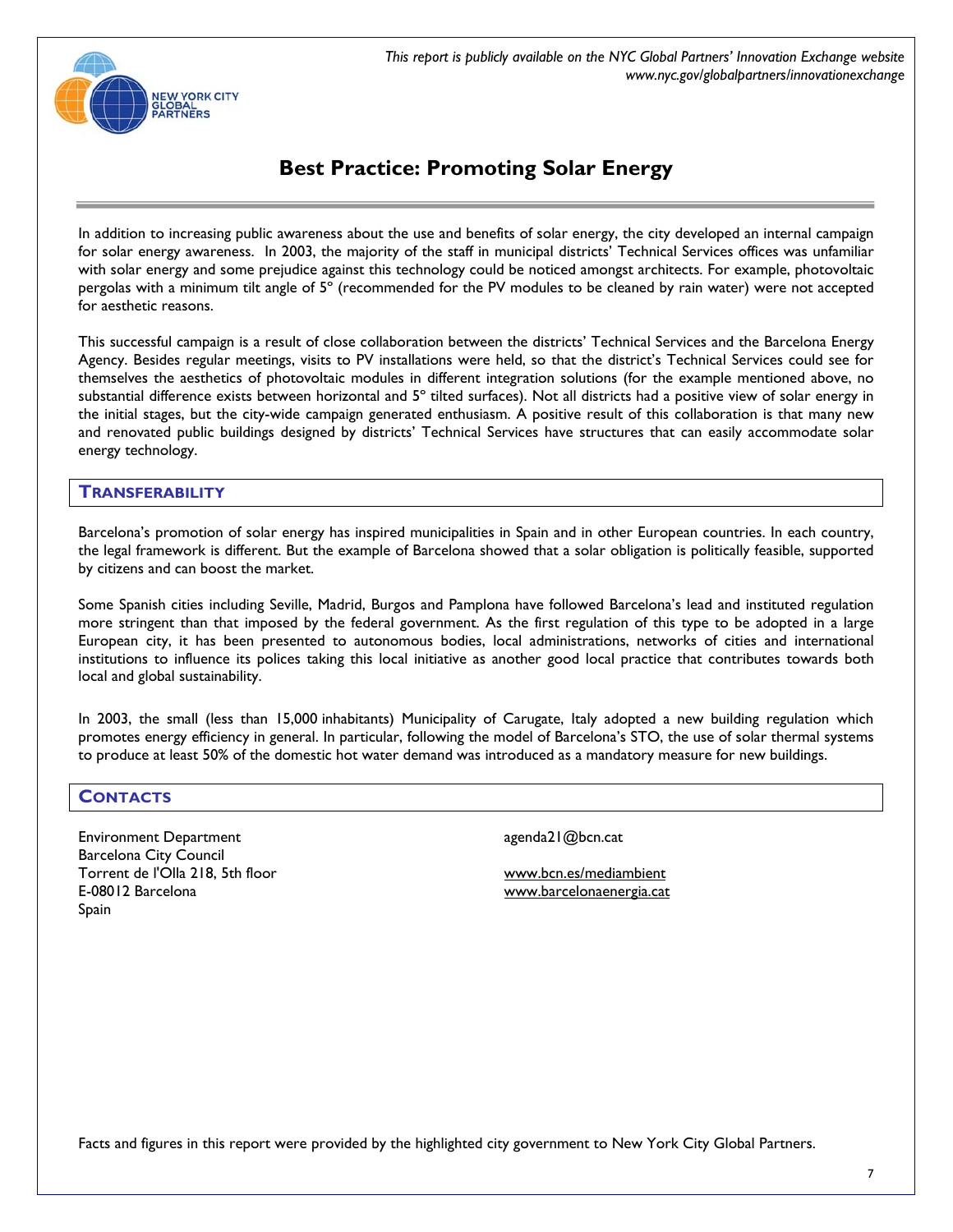# Best Practice: Promoting Solar Energy

In addition to increasing public awareness about the use and benefits of solar energy, the city developed an internal campaign for solar energy awareness. In 2003, the majority of the staff in municipal districts' Technical Services offices was unfamiliar with solar energy and some prejudice against this technology could be noticed amongst architects. For example, photovoltaic pergolas with a minimum tilt angle of 5° (recommended for the PV modules to be cleaned by rain water) were not accepted for aesthetic reasons.

This successful campaign is a result of close collaboration between the districts' Technical Services and the Barcelona Energy Agency. Besides regular meetings, visits to PV installations were held, so that the district's Technical Services could see for themselves the aesthetics of photovoltaic modules in different integration solutions (for the example mentioned above, no substantial difference exists between horizontal and 5° tilted surfaces). Not all districts had a positive view of solar energy in the initial stages, but the city-wide campaign generated enthusiasm. A positive result of this collaboration is that many new and renovated public buildings designed by districts' Technical Services have structures that can easily accommodate solar energy technology.

## Transferability

Barcelona's promotion of solar energy has inspired municipalities in Spain and in other European countries. In each country, the legal framework is different. But the example of Barcelona showed that a solar obligation is politically feasible, supported by citizens and can boost the market.

Some Spanish cities including Seville, Madrid, Burgos and Pamplona have followed Barcelona's lead and instituted regulation more stringent than that imposed by the federal government. As the first regulation of this type to be adopted in a large European city, it has been presented to autonomous bodies, local administrations, networks of cities and international institutions to influence its polices taking this local initiative as another good local practice that contributes towards both local and global sustainability.

In 2003, the small (less than 15,000 inhabitants) Municipality of Carugate, Italy adopted a new building regulation which promotes energy efficiency in general. In particular, following the model of Barcelona's STO, the use of solar thermal systems to produce at least 50% of the domestic hot water demand was introduced as a mandatory measure for new buildings.

## Contacts

Environment Department
Barcelona City Council
Torrent de l'Olla 218, 5th floor
E-08012 Barcelona
Spain

agenda21@bcn.cat

www.bcn.es/mediambient
www.barcelonaenergia.cat

Facts and figures in this report were provided by the highlighted city government to New York City Global Partners.